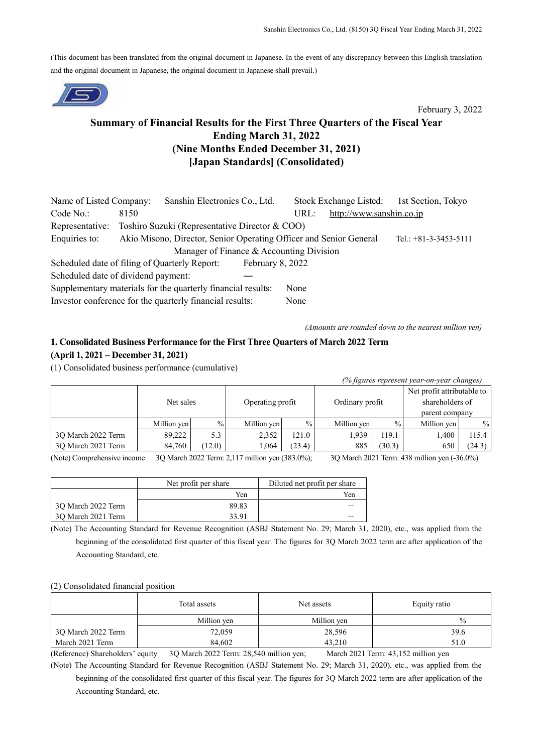(This document has been translated from the original document in Japanese. In the event of any discrepancy between this English translation and the original document in Japanese, the original document in Japanese shall prevail.)

February 3, 2022

# Summary of Financial Results for the First Three Quarters of the Fiscal Year Ending March 31, 2022 (Nine Months Ended December 31, 2021) [Japan Standards] (Consolidated)

Name of Listed Company: Sanshin Electronics Co., Ltd. Stock Exchange Listed: 1st Section, Tokyo
Code No.: 8150 URL: http://www.sanshin.co.jp
Representative: Toshiro Suzuki (Representative Director & COO)
Enquiries to: Akio Misono, Director, Senior Operating Officer and Senior General Manager of Finance & Accounting Division Tel.: +81-3-3453-5111
Scheduled date of filing of Quarterly Report: February 8, 2022
Scheduled date of dividend payment: —
Supplementary materials for the quarterly financial results: None
Investor conference for the quarterly financial results: None

*(Amounts are rounded down to the nearest million yen)*

## 1. Consolidated Business Performance for the First Three Quarters of March 2022 Term (April 1, 2021 – December 31, 2021)

(1) Consolidated business performance (cumulative)

*(% figures represent year-on-year changes)*

| | Net sales | | Operating profit | | Ordinary profit | | Net profit attributable to shareholders of parent company | |
|---|---|---|---|---|---|---|---|---|
| | Million yen | % | Million yen | % | Million yen | % | Million yen | % |
| 3Q March 2022 Term | 89,222 | 5.3 | 2,352 | 121.0 | 1,939 | 119.1 | 1,400 | 115.4 |
| 3Q March 2021 Term | 84,760 | (12.0) | 1,064 | (23.4) | 885 | (30.3) | 650 | (24.3) |

(Note) Comprehensive income 3Q March 2022 Term: 2,117 million yen (383.0%); 3Q March 2021 Term: 438 million yen (-36.0%)

| | Net profit per share | Diluted net profit per share |
|---|---|---|
| | Yen | Yen |
| 3Q March 2022 Term | 89.83 | — |
| 3Q March 2021 Term | 33.91 | — |

(Note) The Accounting Standard for Revenue Recognition (ASBJ Statement No. 29; March 31, 2020), etc., was applied from the beginning of the consolidated first quarter of this fiscal year. The figures for 3Q March 2022 term are after application of the Accounting Standard, etc.

(2) Consolidated financial position

| | Total assets | Net assets | Equity ratio |
|---|---|---|---|
| | Million yen | Million yen | % |
| 3Q March 2022 Term | 72,059 | 28,596 | 39.6 |
| March 2021 Term | 84,602 | 43,210 | 51.0 |

(Reference) Shareholders' equity 3Q March 2022 Term: 28,540 million yen; March 2021 Term: 43,152 million yen

(Note) The Accounting Standard for Revenue Recognition (ASBJ Statement No. 29; March 31, 2020), etc., was applied from the beginning of the consolidated first quarter of this fiscal year. The figures for 3Q March 2022 term are after application of the Accounting Standard, etc.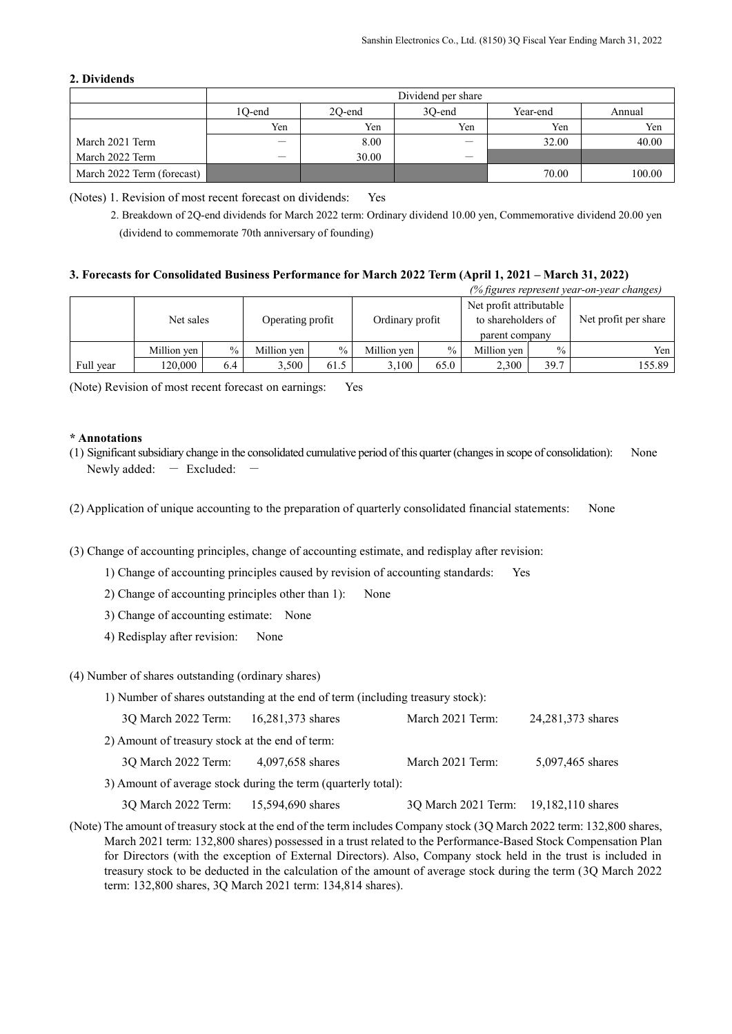## 2. Dividends

| | Dividend per share | | | | |
|---|---|---|---|---|---|
| | 1Q-end | 2Q-end | 3Q-end | Year-end | Annual |
| | Yen | Yen | Yen | Yen | Yen |
| March 2021 Term | ― | 8.00 | ― | 32.00 | 40.00 |
| March 2022 Term | ― | 30.00 | ― | | |
| March 2022 Term (forecast) | | | | 70.00 | 100.00 |

(Notes) 1. Revision of most recent forecast on dividends: Yes

2. Breakdown of 2Q-end dividends for March 2022 term: Ordinary dividend 10.00 yen, Commemorative dividend 20.00 yen (dividend to commemorate 70th anniversary of founding)

## 3. Forecasts for Consolidated Business Performance for March 2022 Term (April 1, 2021 – March 31, 2022)

*(% figures represent year-on-year changes)*

| | Net sales | | Operating profit | | Ordinary profit | | Net profit attributable to shareholders of parent company | | Net profit per share |
|---|---|---|---|---|---|---|---|---|---|
| | Million yen | % | Million yen | % | Million yen | % | Million yen | % | Yen |
| Full year | 120,000 | 6.4 | 3,500 | 61.5 | 3,100 | 65.0 | 2,300 | 39.7 | 155.89 |

(Note) Revision of most recent forecast on earnings: Yes

**\* Annotations**

(1) Significant subsidiary change in the consolidated cumulative period of this quarter (changes in scope of consolidation): None
Newly added: ― Excluded: ―

(2) Application of unique accounting to the preparation of quarterly consolidated financial statements: None

(3) Change of accounting principles, change of accounting estimate, and redisplay after revision:

1) Change of accounting principles caused by revision of accounting standards: Yes

2) Change of accounting principles other than 1): None

3) Change of accounting estimate: None

4) Redisplay after revision: None

(4) Number of shares outstanding (ordinary shares)

1) Number of shares outstanding at the end of term (including treasury stock):

3Q March 2022 Term: 16,281,373 shares March 2021 Term: 24,281,373 shares

2) Amount of treasury stock at the end of term:

3Q March 2022 Term: 4,097,658 shares March 2021 Term: 5,097,465 shares

3) Amount of average stock during the term (quarterly total):

3Q March 2022 Term: 15,594,690 shares 3Q March 2021 Term: 19,182,110 shares

(Note) The amount of treasury stock at the end of the term includes Company stock (3Q March 2022 term: 132,800 shares, March 2021 term: 132,800 shares) possessed in a trust related to the Performance-Based Stock Compensation Plan for Directors (with the exception of External Directors). Also, Company stock held in the trust is included in treasury stock to be deducted in the calculation of the amount of average stock during the term (3Q March 2022 term: 132,800 shares, 3Q March 2021 term: 134,814 shares).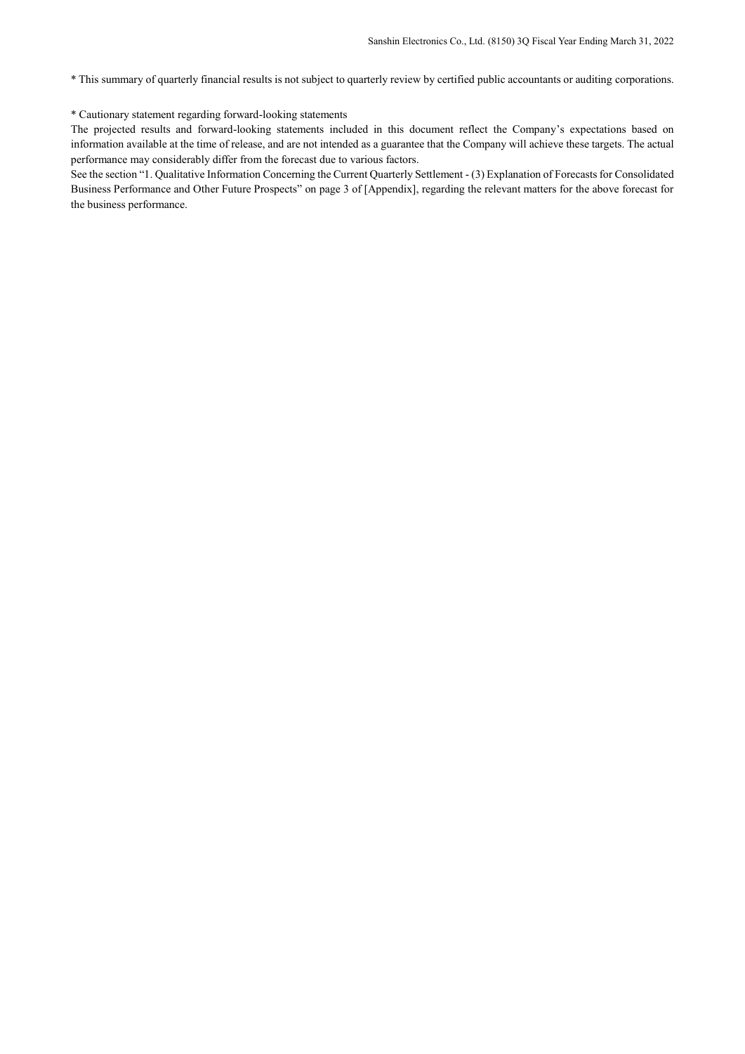* This summary of quarterly financial results is not subject to quarterly review by certified public accountants or auditing corporations.

* Cautionary statement regarding forward-looking statements

The projected results and forward-looking statements included in this document reflect the Company's expectations based on information available at the time of release, and are not intended as a guarantee that the Company will achieve these targets. The actual performance may considerably differ from the forecast due to various factors.

See the section "1. Qualitative Information Concerning the Current Quarterly Settlement - (3) Explanation of Forecasts for Consolidated Business Performance and Other Future Prospects" on page 3 of [Appendix], regarding the relevant matters for the above forecast for the business performance.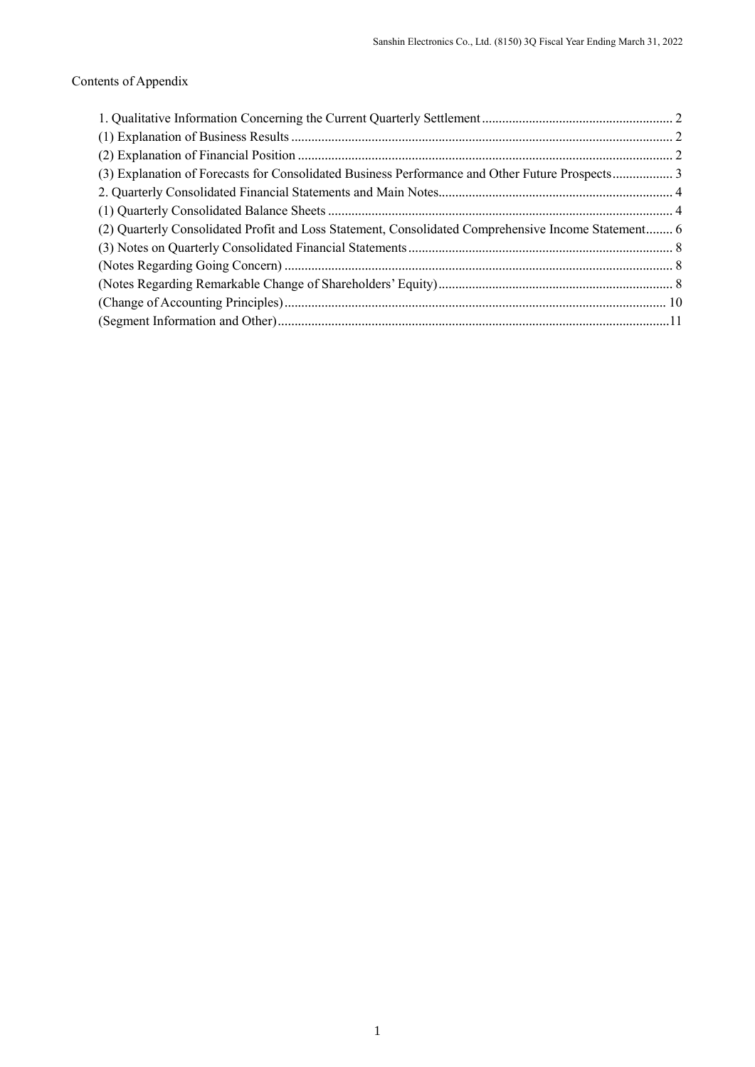Contents of Appendix

1. Qualitative Information Concerning the Current Quarterly Settlement........................................................ 2
(1) Explanation of Business Results ................................................................................................................ 2
(2) Explanation of Financial Position .............................................................................................................. 2
(3) Explanation of Forecasts for Consolidated Business Performance and Other Future Prospects.................. 3
2. Quarterly Consolidated Financial Statements and Main Notes..................................................................... 4
(1) Quarterly Consolidated Balance Sheets ..................................................................................................... 4
(2) Quarterly Consolidated Profit and Loss Statement, Consolidated Comprehensive Income Statement........ 6
(3) Notes on Quarterly Consolidated Financial Statements.............................................................................. 8
(Notes Regarding Going Concern) .................................................................................................................. 8
(Notes Regarding Remarkable Change of Shareholders' Equity)..................................................................... 8
(Change of Accounting Principles)................................................................................................................ 10
(Segment Information and Other)...................................................................................................................11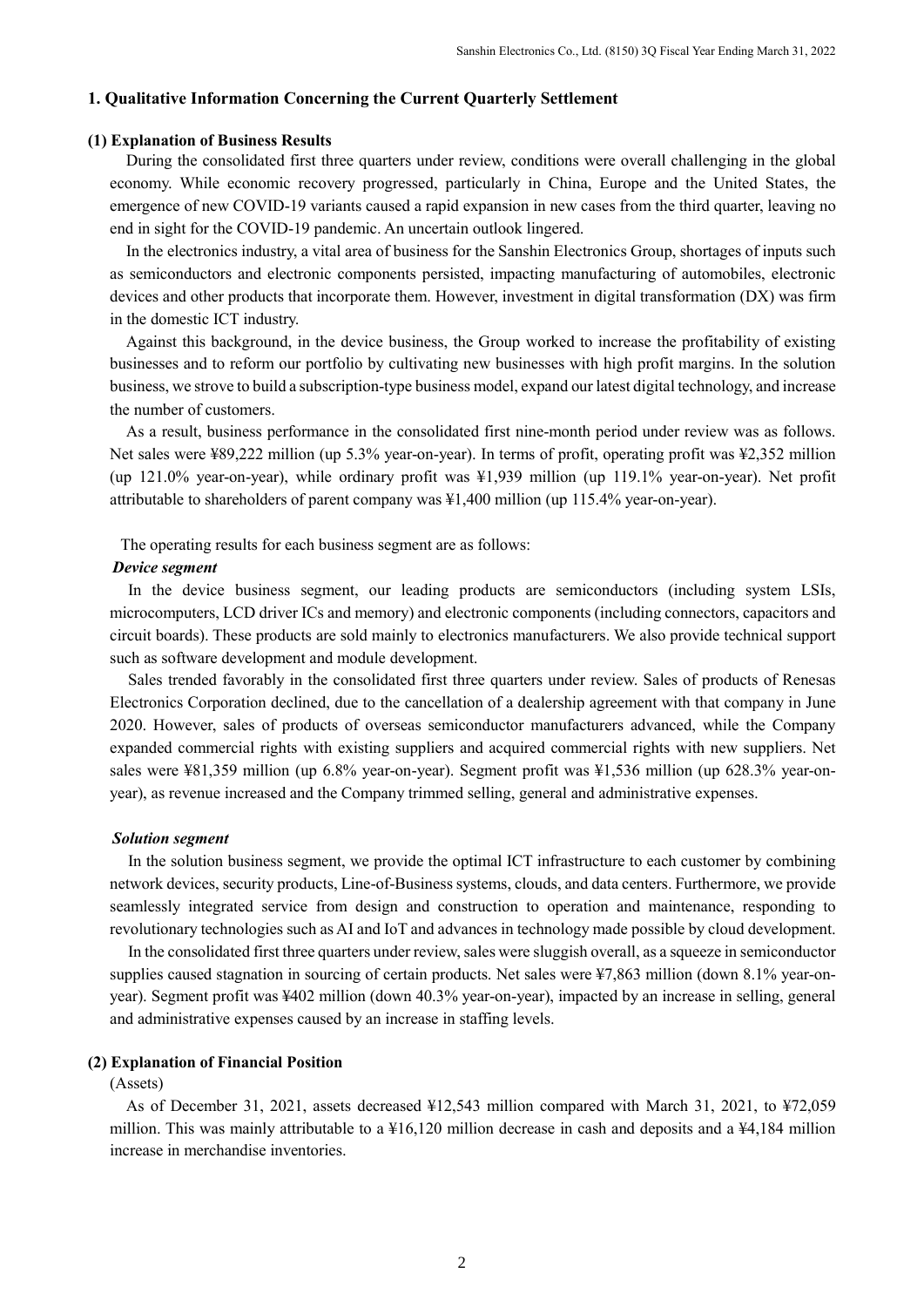## 1. Qualitative Information Concerning the Current Quarterly Settlement

### (1) Explanation of Business Results

During the consolidated first three quarters under review, conditions were overall challenging in the global economy. While economic recovery progressed, particularly in China, Europe and the United States, the emergence of new COVID-19 variants caused a rapid expansion in new cases from the third quarter, leaving no end in sight for the COVID-19 pandemic. An uncertain outlook lingered.

In the electronics industry, a vital area of business for the Sanshin Electronics Group, shortages of inputs such as semiconductors and electronic components persisted, impacting manufacturing of automobiles, electronic devices and other products that incorporate them. However, investment in digital transformation (DX) was firm in the domestic ICT industry.

Against this background, in the device business, the Group worked to increase the profitability of existing businesses and to reform our portfolio by cultivating new businesses with high profit margins. In the solution business, we strove to build a subscription-type business model, expand our latest digital technology, and increase the number of customers.

As a result, business performance in the consolidated first nine-month period under review was as follows. Net sales were ¥89,222 million (up 5.3% year-on-year). In terms of profit, operating profit was ¥2,352 million (up 121.0% year-on-year), while ordinary profit was ¥1,939 million (up 119.1% year-on-year). Net profit attributable to shareholders of parent company was ¥1,400 million (up 115.4% year-on-year).

The operating results for each business segment are as follows:

***Device segment***

In the device business segment, our leading products are semiconductors (including system LSIs, microcomputers, LCD driver ICs and memory) and electronic components (including connectors, capacitors and circuit boards). These products are sold mainly to electronics manufacturers. We also provide technical support such as software development and module development.

Sales trended favorably in the consolidated first three quarters under review. Sales of products of Renesas Electronics Corporation declined, due to the cancellation of a dealership agreement with that company in June 2020. However, sales of products of overseas semiconductor manufacturers advanced, while the Company expanded commercial rights with existing suppliers and acquired commercial rights with new suppliers. Net sales were ¥81,359 million (up 6.8% year-on-year). Segment profit was ¥1,536 million (up 628.3% year-on-year), as revenue increased and the Company trimmed selling, general and administrative expenses.

***Solution segment***

In the solution business segment, we provide the optimal ICT infrastructure to each customer by combining network devices, security products, Line-of-Business systems, clouds, and data centers. Furthermore, we provide seamlessly integrated service from design and construction to operation and maintenance, responding to revolutionary technologies such as AI and IoT and advances in technology made possible by cloud development.

In the consolidated first three quarters under review, sales were sluggish overall, as a squeeze in semiconductor supplies caused stagnation in sourcing of certain products. Net sales were ¥7,863 million (down 8.1% year-on-year). Segment profit was ¥402 million (down 40.3% year-on-year), impacted by an increase in selling, general and administrative expenses caused by an increase in staffing levels.

### (2) Explanation of Financial Position

(Assets)

As of December 31, 2021, assets decreased ¥12,543 million compared with March 31, 2021, to ¥72,059 million. This was mainly attributable to a ¥16,120 million decrease in cash and deposits and a ¥4,184 million increase in merchandise inventories.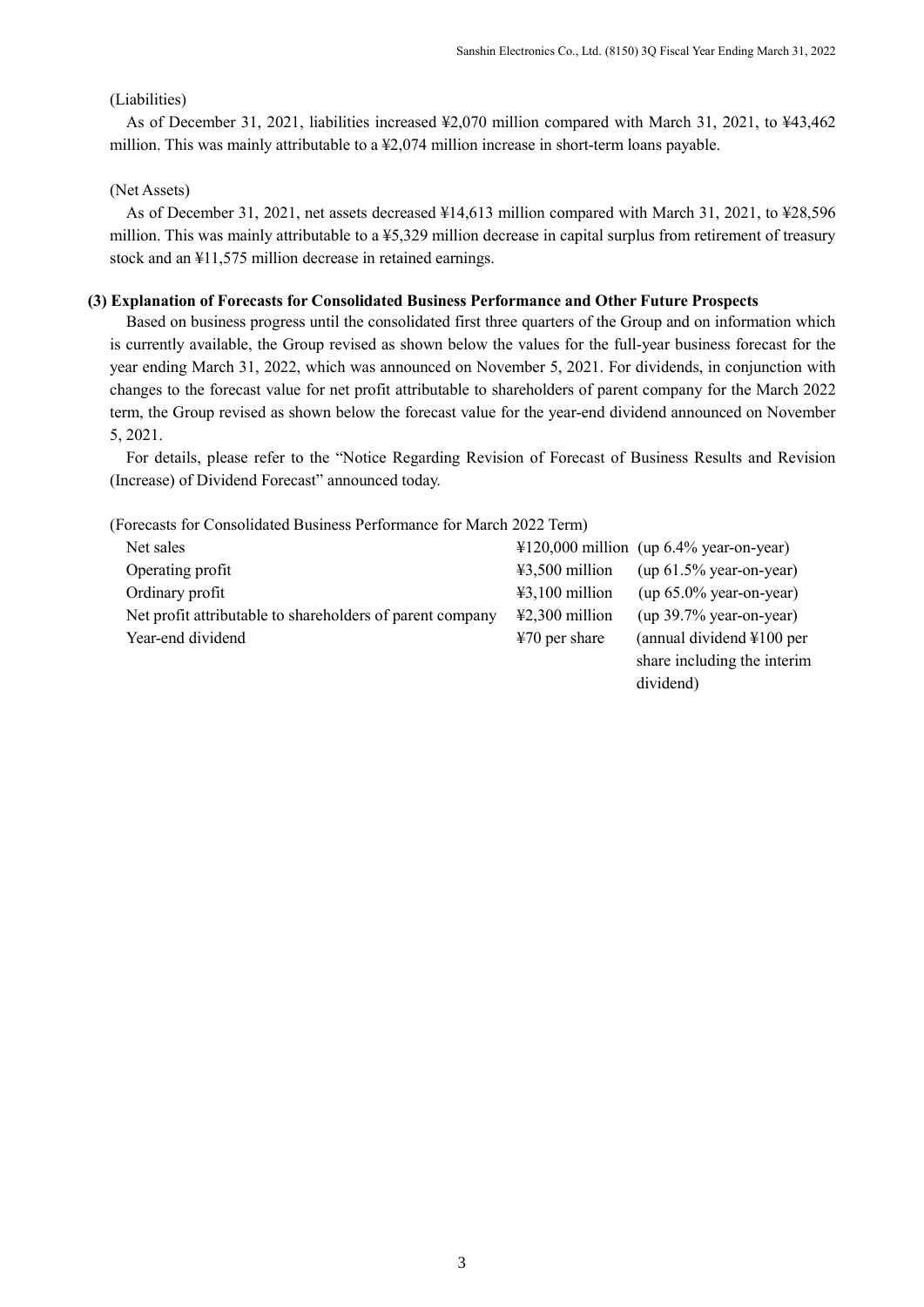(Liabilities)

As of December 31, 2021, liabilities increased ¥2,070 million compared with March 31, 2021, to ¥43,462 million. This was mainly attributable to a ¥2,074 million increase in short-term loans payable.

(Net Assets)

As of December 31, 2021, net assets decreased ¥14,613 million compared with March 31, 2021, to ¥28,596 million. This was mainly attributable to a ¥5,329 million decrease in capital surplus from retirement of treasury stock and an ¥11,575 million decrease in retained earnings.

**(3) Explanation of Forecasts for Consolidated Business Performance and Other Future Prospects**

Based on business progress until the consolidated first three quarters of the Group and on information which is currently available, the Group revised as shown below the values for the full-year business forecast for the year ending March 31, 2022, which was announced on November 5, 2021. For dividends, in conjunction with changes to the forecast value for net profit attributable to shareholders of parent company for the March 2022 term, the Group revised as shown below the forecast value for the year-end dividend announced on November 5, 2021.

For details, please refer to the "Notice Regarding Revision of Forecast of Business Results and Revision (Increase) of Dividend Forecast" announced today.

(Forecasts for Consolidated Business Performance for March 2022 Term)

| | | |
|---|---|---|
| Net sales | ¥120,000 million | (up 6.4% year-on-year) |
| Operating profit | ¥3,500 million | (up 61.5% year-on-year) |
| Ordinary profit | ¥3,100 million | (up 65.0% year-on-year) |
| Net profit attributable to shareholders of parent company | ¥2,300 million | (up 39.7% year-on-year) |
| Year-end dividend | ¥70 per share | (annual dividend ¥100 per share including the interim dividend) |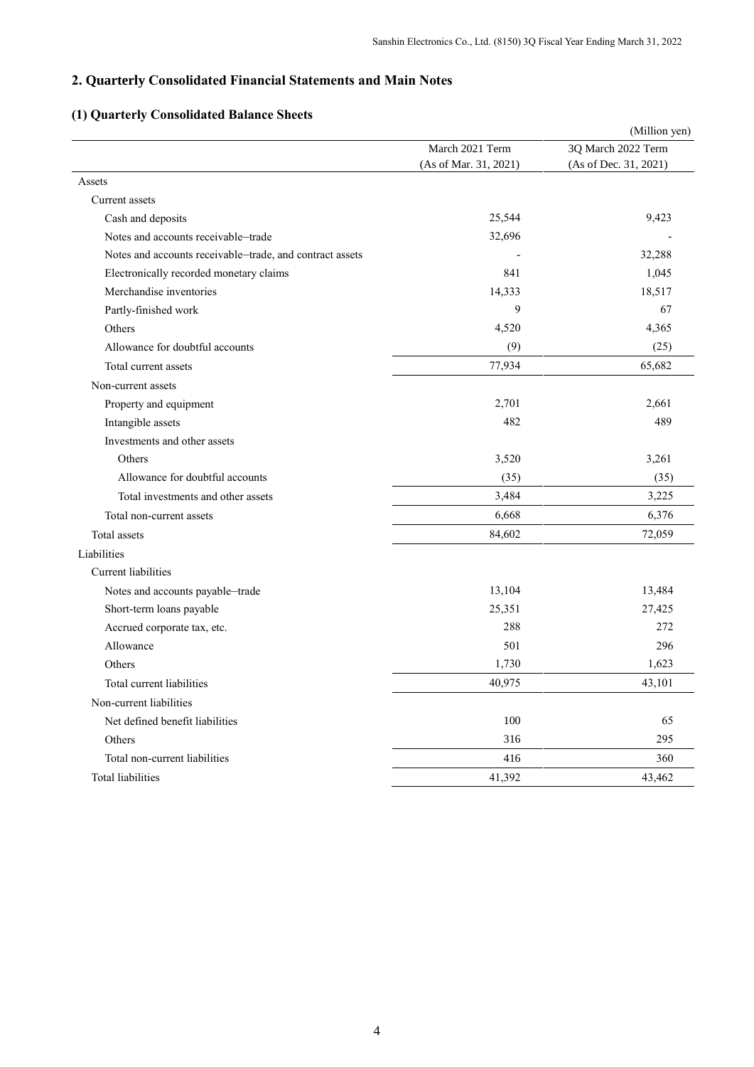## 2. Quarterly Consolidated Financial Statements and Main Notes

### (1) Quarterly Consolidated Balance Sheets

(Million yen)

| | March 2021 Term (As of Mar. 31, 2021) | 3Q March 2022 Term (As of Dec. 31, 2021) |
|---|---|---|
| Assets | | |
| Current assets | | |
| Cash and deposits | 25,544 | 9,423 |
| Notes and accounts receivable–trade | 32,696 | - |
| Notes and accounts receivable–trade, and contract assets | - | 32,288 |
| Electronically recorded monetary claims | 841 | 1,045 |
| Merchandise inventories | 14,333 | 18,517 |
| Partly-finished work | 9 | 67 |
| Others | 4,520 | 4,365 |
| Allowance for doubtful accounts | (9) | (25) |
| Total current assets | 77,934 | 65,682 |
| Non-current assets | | |
| Property and equipment | 2,701 | 2,661 |
| Intangible assets | 482 | 489 |
| Investments and other assets | | |
| Others | 3,520 | 3,261 |
| Allowance for doubtful accounts | (35) | (35) |
| Total investments and other assets | 3,484 | 3,225 |
| Total non-current assets | 6,668 | 6,376 |
| Total assets | 84,602 | 72,059 |
| Liabilities | | |
| Current liabilities | | |
| Notes and accounts payable–trade | 13,104 | 13,484 |
| Short-term loans payable | 25,351 | 27,425 |
| Accrued corporate tax, etc. | 288 | 272 |
| Allowance | 501 | 296 |
| Others | 1,730 | 1,623 |
| Total current liabilities | 40,975 | 43,101 |
| Non-current liabilities | | |
| Net defined benefit liabilities | 100 | 65 |
| Others | 316 | 295 |
| Total non-current liabilities | 416 | 360 |
| Total liabilities | 41,392 | 43,462 |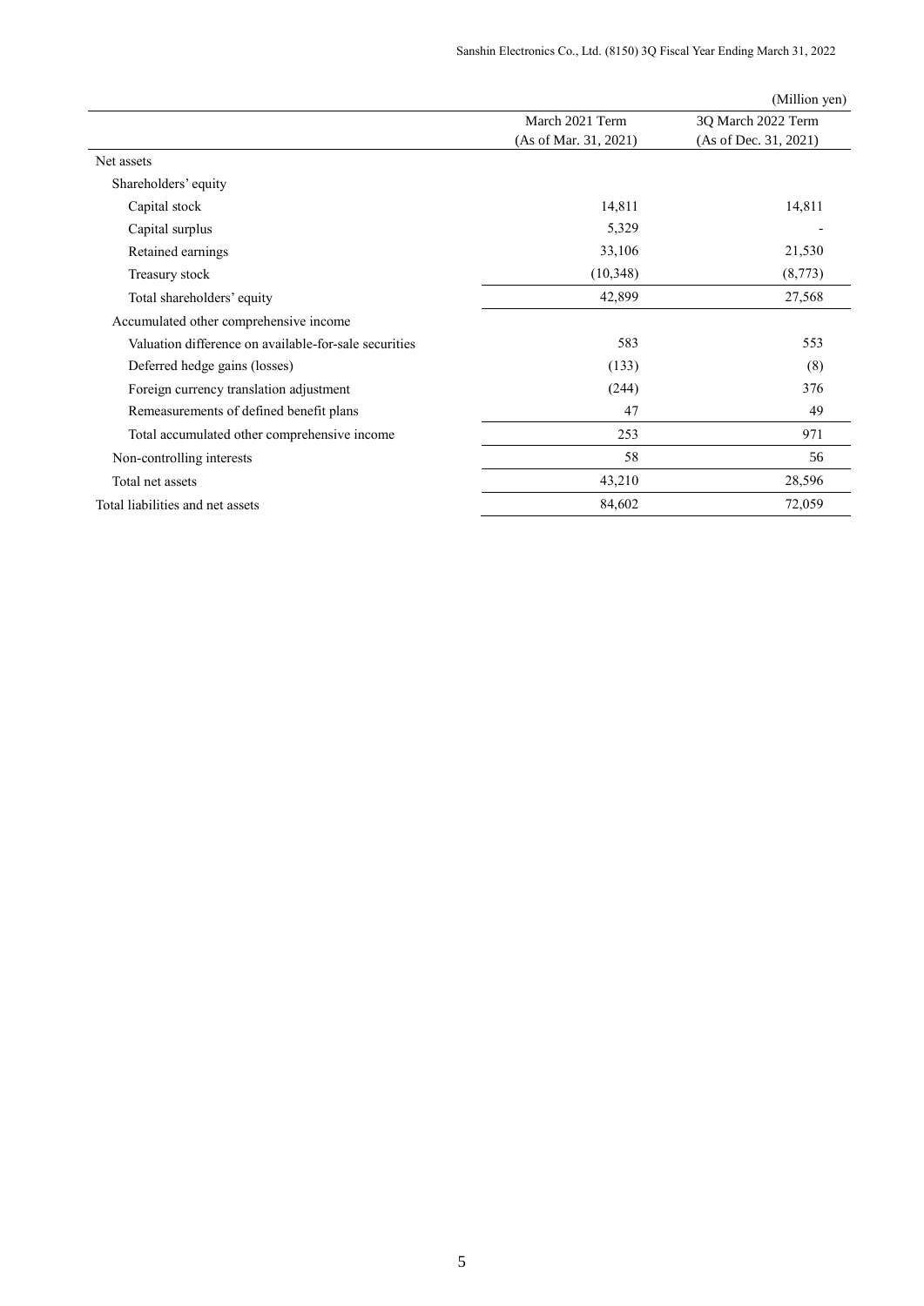(Million yen)

| | March 2021 Term (As of Mar. 31, 2021) | 3Q March 2022 Term (As of Dec. 31, 2021) |
|---|---|---|
| Net assets | | |
| Shareholders' equity | | |
| Capital stock | 14,811 | 14,811 |
| Capital surplus | 5,329 | - |
| Retained earnings | 33,106 | 21,530 |
| Treasury stock | (10,348) | (8,773) |
| Total shareholders' equity | 42,899 | 27,568 |
| Accumulated other comprehensive income | | |
| Valuation difference on available-for-sale securities | 583 | 553 |
| Deferred hedge gains (losses) | (133) | (8) |
| Foreign currency translation adjustment | (244) | 376 |
| Remeasurements of defined benefit plans | 47 | 49 |
| Total accumulated other comprehensive income | 253 | 971 |
| Non-controlling interests | 58 | 56 |
| Total net assets | 43,210 | 28,596 |
| Total liabilities and net assets | 84,602 | 72,059 |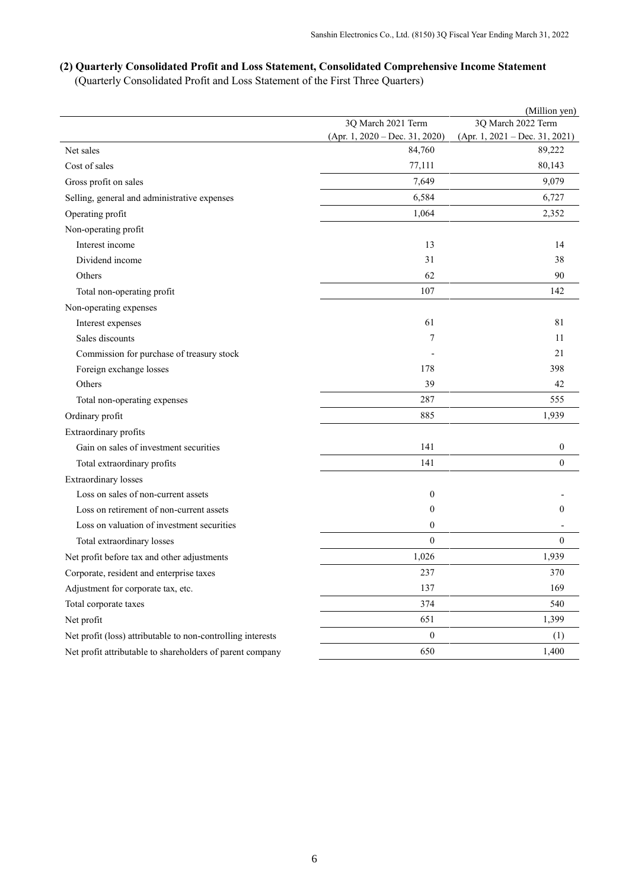## (2) Quarterly Consolidated Profit and Loss Statement, Consolidated Comprehensive Income Statement

(Quarterly Consolidated Profit and Loss Statement of the First Three Quarters)

(Million yen)

| | 3Q March 2021 Term (Apr. 1, 2020 – Dec. 31, 2020) | 3Q March 2022 Term (Apr. 1, 2021 – Dec. 31, 2021) |
|---|---|---|
| Net sales | 84,760 | 89,222 |
| Cost of sales | 77,111 | 80,143 |
| Gross profit on sales | 7,649 | 9,079 |
| Selling, general and administrative expenses | 6,584 | 6,727 |
| Operating profit | 1,064 | 2,352 |
| Non-operating profit | | |
| Interest income | 13 | 14 |
| Dividend income | 31 | 38 |
| Others | 62 | 90 |
| Total non-operating profit | 107 | 142 |
| Non-operating expenses | | |
| Interest expenses | 61 | 81 |
| Sales discounts | 7 | 11 |
| Commission for purchase of treasury stock | - | 21 |
| Foreign exchange losses | 178 | 398 |
| Others | 39 | 42 |
| Total non-operating expenses | 287 | 555 |
| Ordinary profit | 885 | 1,939 |
| Extraordinary profits | | |
| Gain on sales of investment securities | 141 | 0 |
| Total extraordinary profits | 141 | 0 |
| Extraordinary losses | | |
| Loss on sales of non-current assets | 0 | - |
| Loss on retirement of non-current assets | 0 | 0 |
| Loss on valuation of investment securities | 0 | - |
| Total extraordinary losses | 0 | 0 |
| Net profit before tax and other adjustments | 1,026 | 1,939 |
| Corporate, resident and enterprise taxes | 237 | 370 |
| Adjustment for corporate tax, etc. | 137 | 169 |
| Total corporate taxes | 374 | 540 |
| Net profit | 651 | 1,399 |
| Net profit (loss) attributable to non-controlling interests | 0 | (1) |
| Net profit attributable to shareholders of parent company | 650 | 1,400 |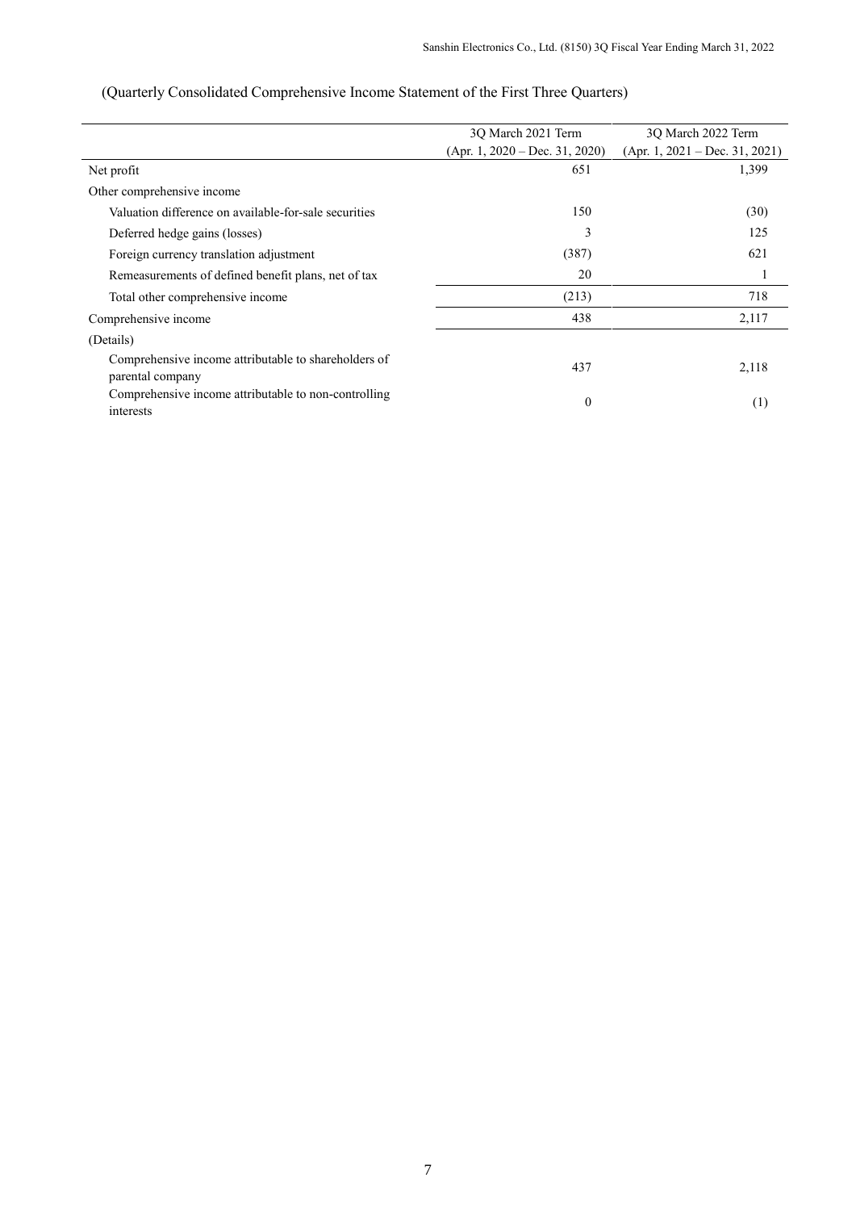(Quarterly Consolidated Comprehensive Income Statement of the First Three Quarters)

| | 3Q March 2021 Term (Apr. 1, 2020 – Dec. 31, 2020) | 3Q March 2022 Term (Apr. 1, 2021 – Dec. 31, 2021) |
|---|---|---|
| Net profit | 651 | 1,399 |
| Other comprehensive income | | |
| Valuation difference on available-for-sale securities | 150 | (30) |
| Deferred hedge gains (losses) | 3 | 125 |
| Foreign currency translation adjustment | (387) | 621 |
| Remeasurements of defined benefit plans, net of tax | 20 | 1 |
| Total other comprehensive income | (213) | 718 |
| Comprehensive income | 438 | 2,117 |
| (Details) | | |
| Comprehensive income attributable to shareholders of parental company | 437 | 2,118 |
| Comprehensive income attributable to non-controlling interests | 0 | (1) |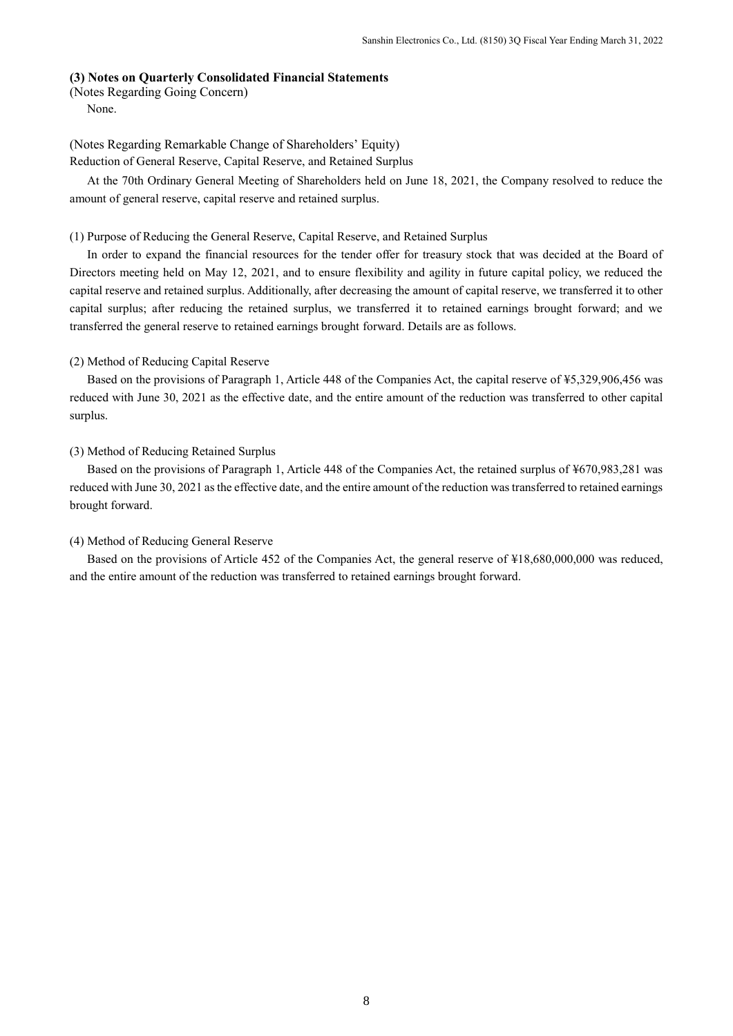### (3) Notes on Quarterly Consolidated Financial Statements

(Notes Regarding Going Concern)

None.

(Notes Regarding Remarkable Change of Shareholders' Equity)

Reduction of General Reserve, Capital Reserve, and Retained Surplus

At the 70th Ordinary General Meeting of Shareholders held on June 18, 2021, the Company resolved to reduce the amount of general reserve, capital reserve and retained surplus.

(1) Purpose of Reducing the General Reserve, Capital Reserve, and Retained Surplus

In order to expand the financial resources for the tender offer for treasury stock that was decided at the Board of Directors meeting held on May 12, 2021, and to ensure flexibility and agility in future capital policy, we reduced the capital reserve and retained surplus. Additionally, after decreasing the amount of capital reserve, we transferred it to other capital surplus; after reducing the retained surplus, we transferred it to retained earnings brought forward; and we transferred the general reserve to retained earnings brought forward. Details are as follows.

(2) Method of Reducing Capital Reserve

Based on the provisions of Paragraph 1, Article 448 of the Companies Act, the capital reserve of ¥5,329,906,456 was reduced with June 30, 2021 as the effective date, and the entire amount of the reduction was transferred to other capital surplus.

(3) Method of Reducing Retained Surplus

Based on the provisions of Paragraph 1, Article 448 of the Companies Act, the retained surplus of ¥670,983,281 was reduced with June 30, 2021 as the effective date, and the entire amount of the reduction was transferred to retained earnings brought forward.

(4) Method of Reducing General Reserve

Based on the provisions of Article 452 of the Companies Act, the general reserve of ¥18,680,000,000 was reduced, and the entire amount of the reduction was transferred to retained earnings brought forward.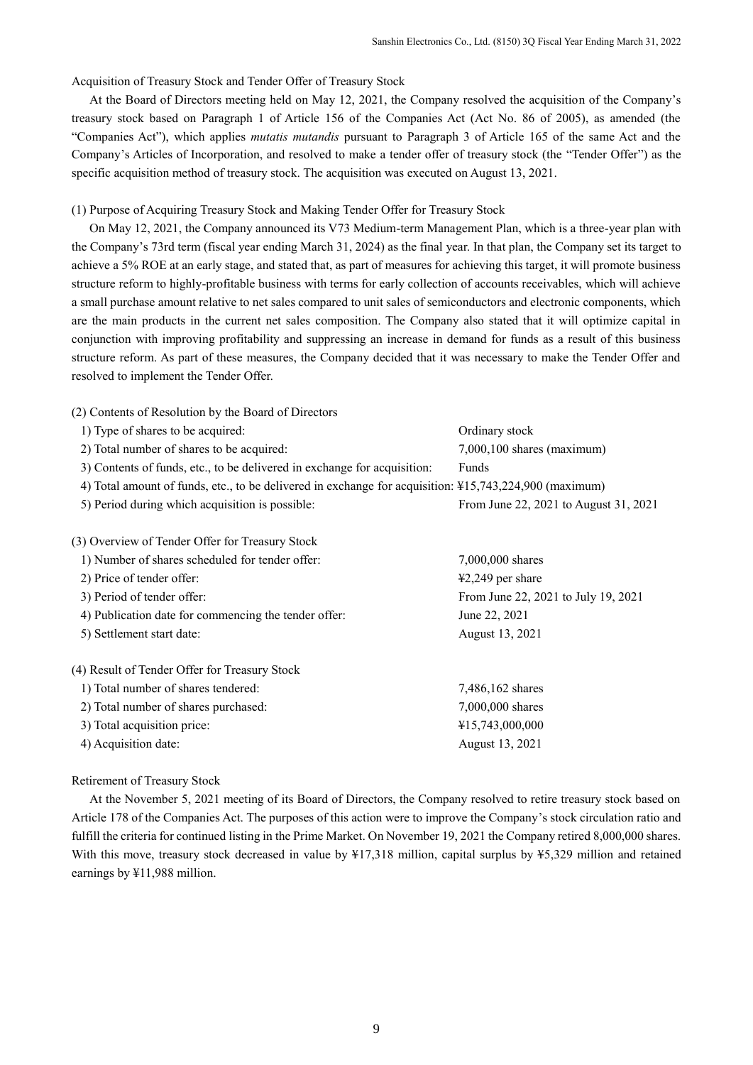Acquisition of Treasury Stock and Tender Offer of Treasury Stock

At the Board of Directors meeting held on May 12, 2021, the Company resolved the acquisition of the Company's treasury stock based on Paragraph 1 of Article 156 of the Companies Act (Act No. 86 of 2005), as amended (the "Companies Act"), which applies *mutatis mutandis* pursuant to Paragraph 3 of Article 165 of the same Act and the Company's Articles of Incorporation, and resolved to make a tender offer of treasury stock (the "Tender Offer") as the specific acquisition method of treasury stock. The acquisition was executed on August 13, 2021.

(1) Purpose of Acquiring Treasury Stock and Making Tender Offer for Treasury Stock

On May 12, 2021, the Company announced its V73 Medium-term Management Plan, which is a three-year plan with the Company's 73rd term (fiscal year ending March 31, 2024) as the final year. In that plan, the Company set its target to achieve a 5% ROE at an early stage, and stated that, as part of measures for achieving this target, it will promote business structure reform to highly-profitable business with terms for early collection of accounts receivables, which will achieve a small purchase amount relative to net sales compared to unit sales of semiconductors and electronic components, which are the main products in the current net sales composition. The Company also stated that it will optimize capital in conjunction with improving profitability and suppressing an increase in demand for funds as a result of this business structure reform. As part of these measures, the Company decided that it was necessary to make the Tender Offer and resolved to implement the Tender Offer.

(2) Contents of Resolution by the Board of Directors

| | |
|---|---|
| 1) Type of shares to be acquired: | Ordinary stock |
| 2) Total number of shares to be acquired: | 7,000,100 shares (maximum) |
| 3) Contents of funds, etc., to be delivered in exchange for acquisition: | Funds |
| 4) Total amount of funds, etc., to be delivered in exchange for acquisition: | ¥15,743,224,900 (maximum) |
| 5) Period during which acquisition is possible: | From June 22, 2021 to August 31, 2021 |

(3) Overview of Tender Offer for Treasury Stock

| | |
|---|---|
| 1) Number of shares scheduled for tender offer: | 7,000,000 shares |
| 2) Price of tender offer: | ¥2,249 per share |
| 3) Period of tender offer: | From June 22, 2021 to July 19, 2021 |
| 4) Publication date for commencing the tender offer: | June 22, 2021 |
| 5) Settlement start date: | August 13, 2021 |

(4) Result of Tender Offer for Treasury Stock

| | |
|---|---|
| 1) Total number of shares tendered: | 7,486,162 shares |
| 2) Total number of shares purchased: | 7,000,000 shares |
| 3) Total acquisition price: | ¥15,743,000,000 |
| 4) Acquisition date: | August 13, 2021 |

Retirement of Treasury Stock

At the November 5, 2021 meeting of its Board of Directors, the Company resolved to retire treasury stock based on Article 178 of the Companies Act. The purposes of this action were to improve the Company's stock circulation ratio and fulfill the criteria for continued listing in the Prime Market. On November 19, 2021 the Company retired 8,000,000 shares. With this move, treasury stock decreased in value by ¥17,318 million, capital surplus by ¥5,329 million and retained earnings by ¥11,988 million.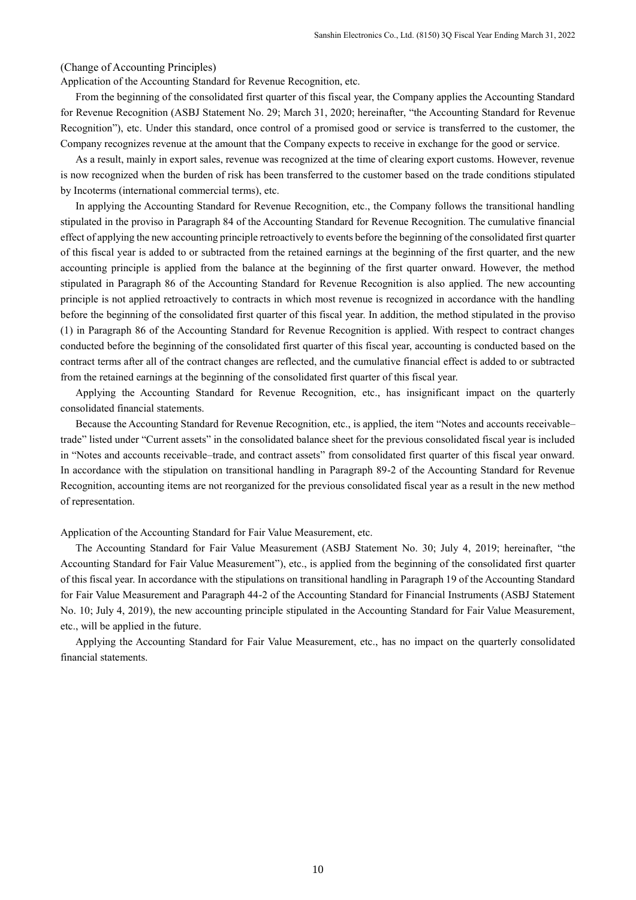(Change of Accounting Principles)

Application of the Accounting Standard for Revenue Recognition, etc.

From the beginning of the consolidated first quarter of this fiscal year, the Company applies the Accounting Standard for Revenue Recognition (ASBJ Statement No. 29; March 31, 2020; hereinafter, "the Accounting Standard for Revenue Recognition"), etc. Under this standard, once control of a promised good or service is transferred to the customer, the Company recognizes revenue at the amount that the Company expects to receive in exchange for the good or service.

As a result, mainly in export sales, revenue was recognized at the time of clearing export customs. However, revenue is now recognized when the burden of risk has been transferred to the customer based on the trade conditions stipulated by Incoterms (international commercial terms), etc.

In applying the Accounting Standard for Revenue Recognition, etc., the Company follows the transitional handling stipulated in the proviso in Paragraph 84 of the Accounting Standard for Revenue Recognition. The cumulative financial effect of applying the new accounting principle retroactively to events before the beginning of the consolidated first quarter of this fiscal year is added to or subtracted from the retained earnings at the beginning of the first quarter, and the new accounting principle is applied from the balance at the beginning of the first quarter onward. However, the method stipulated in Paragraph 86 of the Accounting Standard for Revenue Recognition is also applied. The new accounting principle is not applied retroactively to contracts in which most revenue is recognized in accordance with the handling before the beginning of the consolidated first quarter of this fiscal year. In addition, the method stipulated in the proviso (1) in Paragraph 86 of the Accounting Standard for Revenue Recognition is applied. With respect to contract changes conducted before the beginning of the consolidated first quarter of this fiscal year, accounting is conducted based on the contract terms after all of the contract changes are reflected, and the cumulative financial effect is added to or subtracted from the retained earnings at the beginning of the consolidated first quarter of this fiscal year.

Applying the Accounting Standard for Revenue Recognition, etc., has insignificant impact on the quarterly consolidated financial statements.

Because the Accounting Standard for Revenue Recognition, etc., is applied, the item "Notes and accounts receivable–trade" listed under "Current assets" in the consolidated balance sheet for the previous consolidated fiscal year is included in "Notes and accounts receivable–trade, and contract assets" from consolidated first quarter of this fiscal year onward. In accordance with the stipulation on transitional handling in Paragraph 89-2 of the Accounting Standard for Revenue Recognition, accounting items are not reorganized for the previous consolidated fiscal year as a result in the new method of representation.

Application of the Accounting Standard for Fair Value Measurement, etc.

The Accounting Standard for Fair Value Measurement (ASBJ Statement No. 30; July 4, 2019; hereinafter, "the Accounting Standard for Fair Value Measurement"), etc., is applied from the beginning of the consolidated first quarter of this fiscal year. In accordance with the stipulations on transitional handling in Paragraph 19 of the Accounting Standard for Fair Value Measurement and Paragraph 44-2 of the Accounting Standard for Financial Instruments (ASBJ Statement No. 10; July 4, 2019), the new accounting principle stipulated in the Accounting Standard for Fair Value Measurement, etc., will be applied in the future.

Applying the Accounting Standard for Fair Value Measurement, etc., has no impact on the quarterly consolidated financial statements.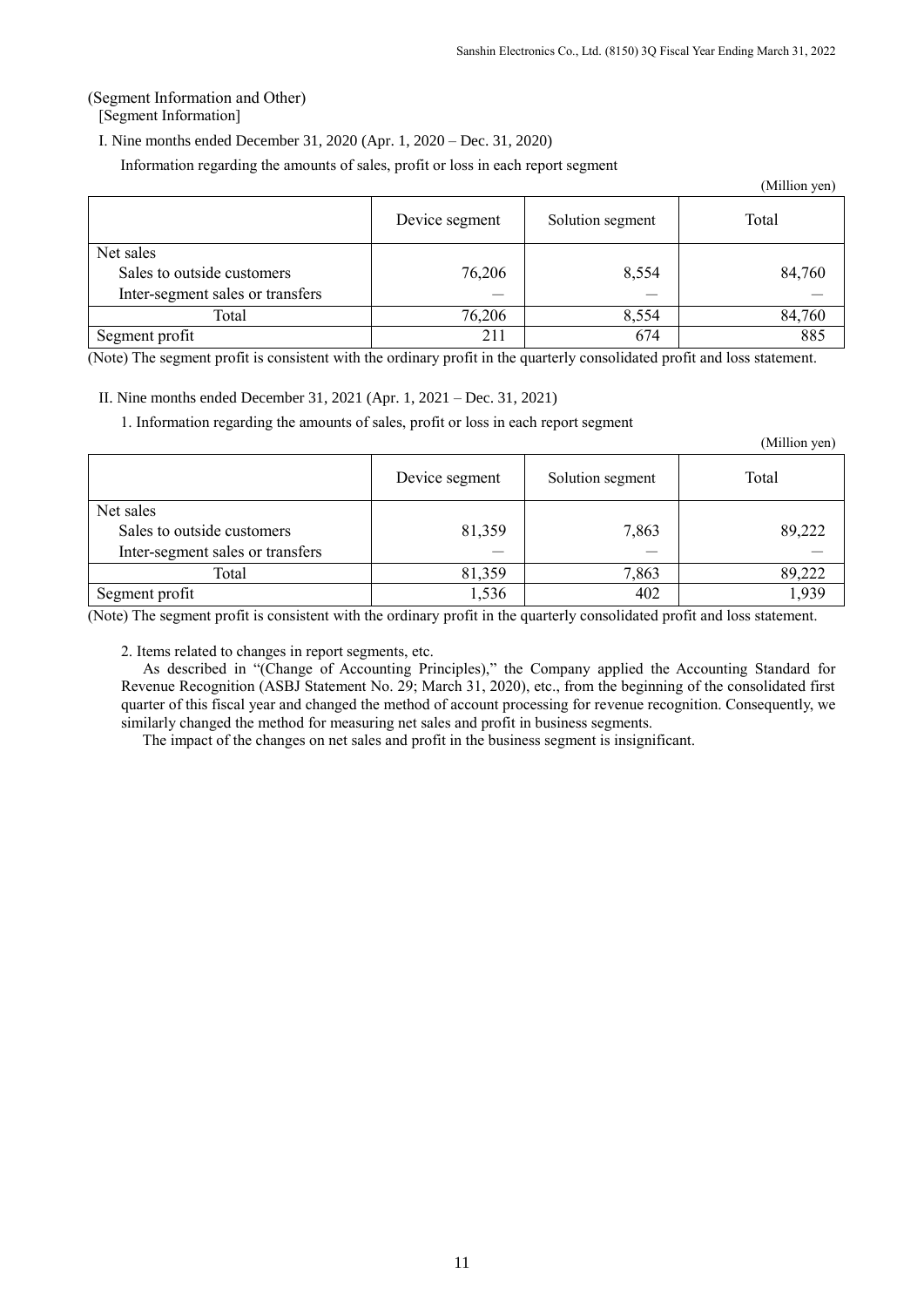(Segment Information and Other)

[Segment Information]

I. Nine months ended December 31, 2020 (Apr. 1, 2020 – Dec. 31, 2020)

Information regarding the amounts of sales, profit or loss in each report segment

(Million yen)

| | Device segment | Solution segment | Total |
|---|---|---|---|
| Net sales | | | |
| Sales to outside customers | 76,206 | 8,554 | 84,760 |
| Inter-segment sales or transfers | — | — | — |
| Total | 76,206 | 8,554 | 84,760 |
| Segment profit | 211 | 674 | 885 |

(Note) The segment profit is consistent with the ordinary profit in the quarterly consolidated profit and loss statement.

II. Nine months ended December 31, 2021 (Apr. 1, 2021 – Dec. 31, 2021)

1. Information regarding the amounts of sales, profit or loss in each report segment

(Million yen)

| | Device segment | Solution segment | Total |
|---|---|---|---|
| Net sales | | | |
| Sales to outside customers | 81,359 | 7,863 | 89,222 |
| Inter-segment sales or transfers | — | — | — |
| Total | 81,359 | 7,863 | 89,222 |
| Segment profit | 1,536 | 402 | 1,939 |

(Note) The segment profit is consistent with the ordinary profit in the quarterly consolidated profit and loss statement.

2. Items related to changes in report segments, etc.

As described in "(Change of Accounting Principles)," the Company applied the Accounting Standard for Revenue Recognition (ASBJ Statement No. 29; March 31, 2020), etc., from the beginning of the consolidated first quarter of this fiscal year and changed the method of account processing for revenue recognition. Consequently, we similarly changed the method for measuring net sales and profit in business segments.

The impact of the changes on net sales and profit in the business segment is insignificant.